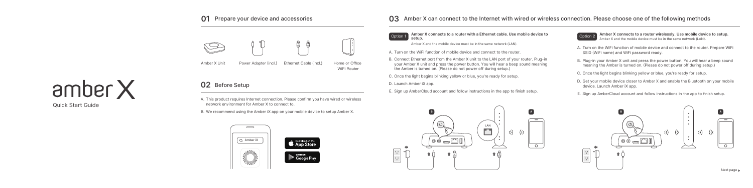# amber X

Quick Start Guide

## 01 Prepare your device and accessories

Amber X Unit

Power Adapter (incl.)

Ethernet Cable (incl.)

Home or Office WiFi Router

## 02 Before Setup

A. This product requires Internet connection. Please confirm you have wired or wireless network environment for Amber X to connect to.

B. We recommend using the Amber iX app on your mobile device to setup Amber X.

Amber iX

Download on the App Store

GET IT ON Google Play

## 03 Amber X can connect to the Internet with wired or wireless connection. Please choose one of the following methods

### Option 1 **Amber X connects to a router with a Ethernet cable. Use mobile device to setup.**

Amber X and the mobile device must be in the same network (LAN).

A. Turn on the WiFi function of mobile device and connect to the router.

B. Connect Ethernet port from the Amber X unit to the LAN port of your router. Plug-in your Amber X unit and press the power button. You will hear a beep sound meaning the Amber is turned on. (Please do not power off during setup.)

C. Once the light begins blinking yellow or blue, you're ready for setup.

D. Launch Amber iX app.

E. Sign up AmberCloud account and follow instructions in the app to finish setup.

B

A

LAN

### Option 2 **Amber X connects to a router wirelessly. Use mobile device to setup.**

Amber X and the mobile device must be in the same network (LAN).

A. Turn on the WiFi function of mobile device and connect to the router. Prepare WiFi SSID (WiFi name) and WiFi password ready.

B. Plug-in your Amber X unit and press the power button. You will hear a beep sound meaning the Amber is turned on. (Please do not power off during setup.)

C. Once the light begins blinking yellow or blue, you're ready for setup.

D. Get your mobile device closer to Amber X and enable the Bluetooth on your mobile device. Launch Amber iX app.

E. Sign up AmberCloud account and follow instructions in the app to finish setup.

B

A

Next page ▸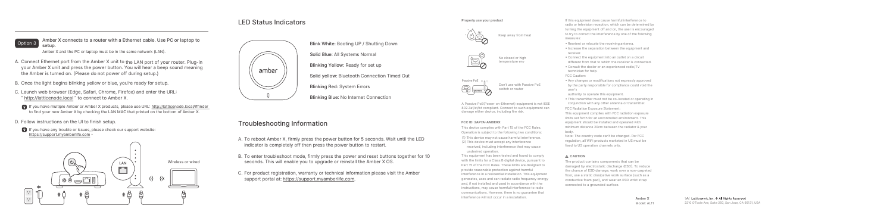Option 3

### Amber X connects to a router with a Ethernet cable. Use PC or laptop to setup.

Amber X and the PC or laptop must be in the same network (LAN).

A. Connect Ethernet port from the Amber X unit to the LAN port of your router. Plug-in your Amber X unit and press the power button. You will hear a beep sound meaning the Amber is turned on. (Please do not power off during setup.)

B. Once the light begins blinking yellow or blue, you're ready for setup.

C. Launch web browser (Edge, Safari, Chrome, Firefox) and enter the URL: " http://latticenode.local " to connect to Amber X.

If you have multiple Amber or Amber X products, please use URL: http://latticenode.local/#finder to find your new Amber X by checking the LAN MAC that printed on the bottom of Amber X.

D. Follow instructions on the UI to finish setup.

If you have any trouble or issues, please check our support website: https://support.myamberlife.com .

LAN

Wireless or wired

## LED Status Indicators

amber

**Blink White:** Booting UP / Shutting Down

**Solid Blue:** All Systems Normal

**Blinking Yellow:** Ready for set up

**Solid yellow:** Bluetooth Connection Timed Out

**Blinking Red:** System Errors

**Blinking Blue:** No Internet Connection

## Troubleshooting Information

A. To reboot Amber X, firmly press the power button for 5 seconds. Wait until the LED indicator is completely off then press the power button to restart.

B. To enter troubleshoot mode, firmly press the power and reset buttons together for 10 seconds. This will enable you to upgrade or reinstall the Amber X OS.

C. For product registration, warranty or technical information please visit the Amber support portal at: https://support.myamberlife.com.

**Properly use your product**

Keep away from heat

No closed or high temperature env

Passive PoE

Don't use with Passive PoE switch or router

A Passive PoE(Power-on-Ethernet) equipment is not IEEE 802.3af/at/bt compliant. Connect to such equipment can damage either device, including fire risk.

**FCC ID: 2AP7A-AMBERX**

This device complies with Part 15 of the FCC Rules. Operation is subject to the following two conditions:
(1) This device may not cause harmful interference.
(2) This device must accept any interference received, including interference that may cause undesired operation.

This equipment has been tested and found to comply with the limits for a Class B digital device, pursuant to Part 15 of the FCC Rules. These limits are designed to provide reasonable protection against harmful interference in a residential installation. This equipment generates, uses and can radiate radio frequency energy and, if not installed and used in accordance with the instructions, may cause harmful interference to radio communications. However, there is no guarantee that interference will not occur in a installation.

If this equipment does cause harmful interference to radio or television reception, which can be determined by turning the equipment off and on, the user is encouraged to try to correct the interference by one of the following measures:

- Reorient or relocate the receiving antenna.
- Increase the separation between the equipment and receiver.
- Connect the equipment into an outlet on a circuit different from that to which the receiver is connected.
- Consult the dealer or an experienced radio/TV technician for help.

FCC Caution:

- Any changes or modifications not expressly approved by the party responsible for compliance could void the user's authority to operate this equipment.
- This transmitter must not be co-located or operating in conjunction with any other antenna or transmitter.

FCC Radiation Exposure Statement:

This equipment complies with FCC radiation exposure limits set forth for an uncontrolled environment. This equipment should be installed and operated with minimum distance 20cm between the radiator & your body.

Note: The country code can't be changed. Per FCC regulation, all WiFi products marketed in US must be fixed to US operation channels only.

**⚠ CAUTION**

The product contains components that can be damaged by electrostatic discharge (ESD). To reduce the chance of ESD damage, work over a non-carpeted floor, use a static dissipative work surface (such as a conductive foam pad), and wear an ESD wrist strap connected to a grounded surface.

Amber X
Model: AL11

Latticework, Inc. ® All Rights Reserved
2210 O'Toole Ave, Suite 250, San Jose, CA 95131, USA